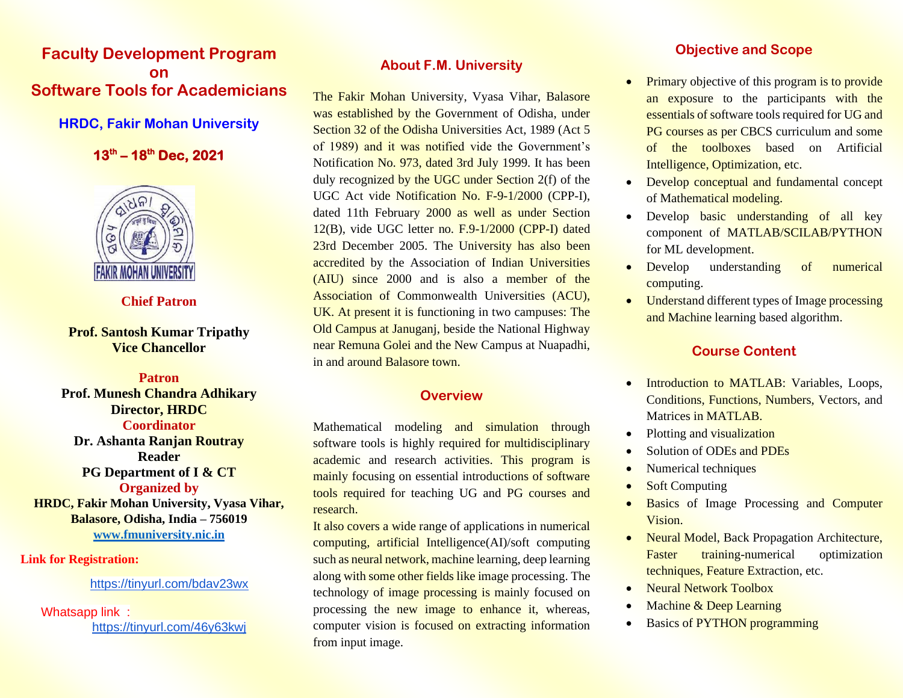# Faculty Development Program on Software Tools for Academicians

### HRDC, Fakir Mohan University

### 13th – 18th Dec, 2021

**Chief Patron**

**Prof. Santosh Kumar Tripathy**
**Vice Chancellor**

**Patron**
**Prof. Munesh Chandra Adhikary**
**Director, HRDC**

**Coordinator**
**Dr. Ashanta Ranjan Routray**
**Reader**
**PG Department of I & CT**

**Organized by**
**HRDC, Fakir Mohan University, Vyasa Vihar, Balasore, Odisha, India – 756019**
**www.fmuniversity.nic.in**

**Link for Registration:**

https://tinyurl.com/bdav23wx

Whatsapp link :
https://tinyurl.com/46y63kwj

## About F.M. University

The Fakir Mohan University, Vyasa Vihar, Balasore was established by the Government of Odisha, under Section 32 of the Odisha Universities Act, 1989 (Act 5 of 1989) and it was notified vide the Government's Notification No. 973, dated 3rd July 1999. It has been duly recognized by the UGC under Section 2(f) of the UGC Act vide Notification No. F-9-1/2000 (CPP-I), dated 11th February 2000 as well as under Section 12(B), vide UGC letter no. F.9-1/2000 (CPP-I) dated 23rd December 2005. The University has also been accredited by the Association of Indian Universities (AIU) since 2000 and is also a member of the Association of Commonwealth Universities (ACU), UK. At present it is functioning in two campuses: The Old Campus at Januganj, beside the National Highway near Remuna Golei and the New Campus at Nuapadhi, in and around Balasore town.

## Overview

Mathematical modeling and simulation through software tools is highly required for multidisciplinary academic and research activities. This program is mainly focusing on essential introductions of software tools required for teaching UG and PG courses and research.

It also covers a wide range of applications in numerical computing, artificial Intelligence(AI)/soft computing such as neural network, machine learning, deep learning along with some other fields like image processing. The technology of image processing is mainly focused on processing the new image to enhance it, whereas, computer vision is focused on extracting information from input image.

## Objective and Scope

- Primary objective of this program is to provide an exposure to the participants with the essentials of software tools required for UG and PG courses as per CBCS curriculum and some of the toolboxes based on Artificial Intelligence, Optimization, etc.
- Develop conceptual and fundamental concept of Mathematical modeling.
- Develop basic understanding of all key component of MATLAB/SCILAB/PYTHON for ML development.
- Develop understanding of numerical computing.
- Understand different types of Image processing and Machine learning based algorithm.

## Course Content

- Introduction to MATLAB: Variables, Loops, Conditions, Functions, Numbers, Vectors, and Matrices in MATLAB.
- Plotting and visualization
- Solution of ODEs and PDEs
- Numerical techniques
- Soft Computing
- Basics of Image Processing and Computer Vision.
- Neural Model, Back Propagation Architecture, Faster training-numerical optimization techniques, Feature Extraction, etc.
- Neural Network Toolbox
- Machine & Deep Learning
- Basics of PYTHON programming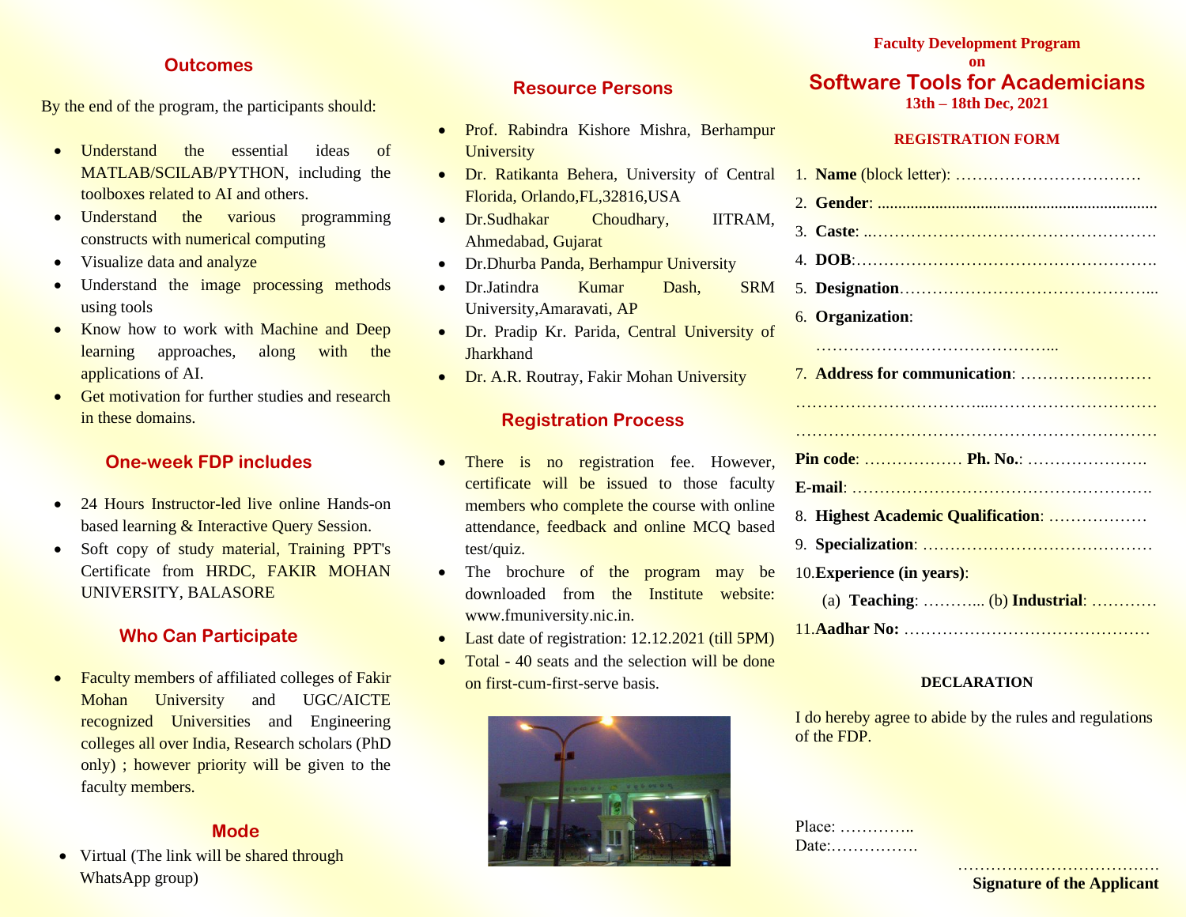## Outcomes

By the end of the program, the participants should:

- Understand the essential ideas of MATLAB/SCILAB/PYTHON, including the toolboxes related to AI and others.
- Understand the various programming constructs with numerical computing
- Visualize data and analyze
- Understand the image processing methods using tools
- Know how to work with Machine and Deep learning approaches, along with the applications of AI.
- Get motivation for further studies and research in these domains.

## One-week FDP includes

- 24 Hours Instructor-led live online Hands-on based learning & Interactive Query Session.
- Soft copy of study material, Training PPT's Certificate from HRDC, FAKIR MOHAN UNIVERSITY, BALASORE

## Who Can Participate

- Faculty members of affiliated colleges of Fakir Mohan University and UGC/AICTE recognized Universities and Engineering colleges all over India, Research scholars (PhD only) ; however priority will be given to the faculty members.

## Mode

- Virtual (The link will be shared through WhatsApp group)

## Resource Persons

- Prof. Rabindra Kishore Mishra, Berhampur University
- Dr. Ratikanta Behera, University of Central Florida, Orlando,FL,32816,USA
- Dr.Sudhakar Choudhary, IITRAM, Ahmedabad, Gujarat
- Dr.Dhurba Panda, Berhampur University
- Dr.Jatindra Kumar Dash, SRM University,Amaravati, AP
- Dr. Pradip Kr. Parida, Central University of Jharkhand
- Dr. A.R. Routray, Fakir Mohan University

## Registration Process

- There is no registration fee. However, certificate will be issued to those faculty members who complete the course with online attendance, feedback and online MCQ based test/quiz.
- The brochure of the program may be downloaded from the Institute website: www.fmuniversity.nic.in.
- Last date of registration: 12.12.2021 (till 5PM)
- Total - 40 seats and the selection will be done on first-cum-first-serve basis.

**Faculty Development Program**
**on**

# Software Tools for Academicians

**13th – 18th Dec, 2021**

### REGISTRATION FORM

1. **Name** (block letter): ……………………………
2. **Gender**: ………………………………………………
3. **Caste**: ..……………………………………………
4. **DOB**:……………………………………………….
5. **Designation**……………………………………...
6. **Organization**:

   ……………………………………...
7. **Address for communication**: ……………………

   ……………………………....…………………………

   …………………………………………………………

   **Pin code**: ……………… **Ph. No.**: ………………….

   **E-mail**: ……………………………………………….
8. **Highest Academic Qualification**: ………………
9. **Specialization**: ……………………………………
10. **Experience (in years)**:

    (a) **Teaching**: ………... (b) **Industrial**: …………
11. **Aadhar No:** ………………………………………

### DECLARATION

I do hereby agree to abide by the rules and regulations of the FDP.

Place: …………..
Date:…………….

……………………………….
**Signature of the Applicant**